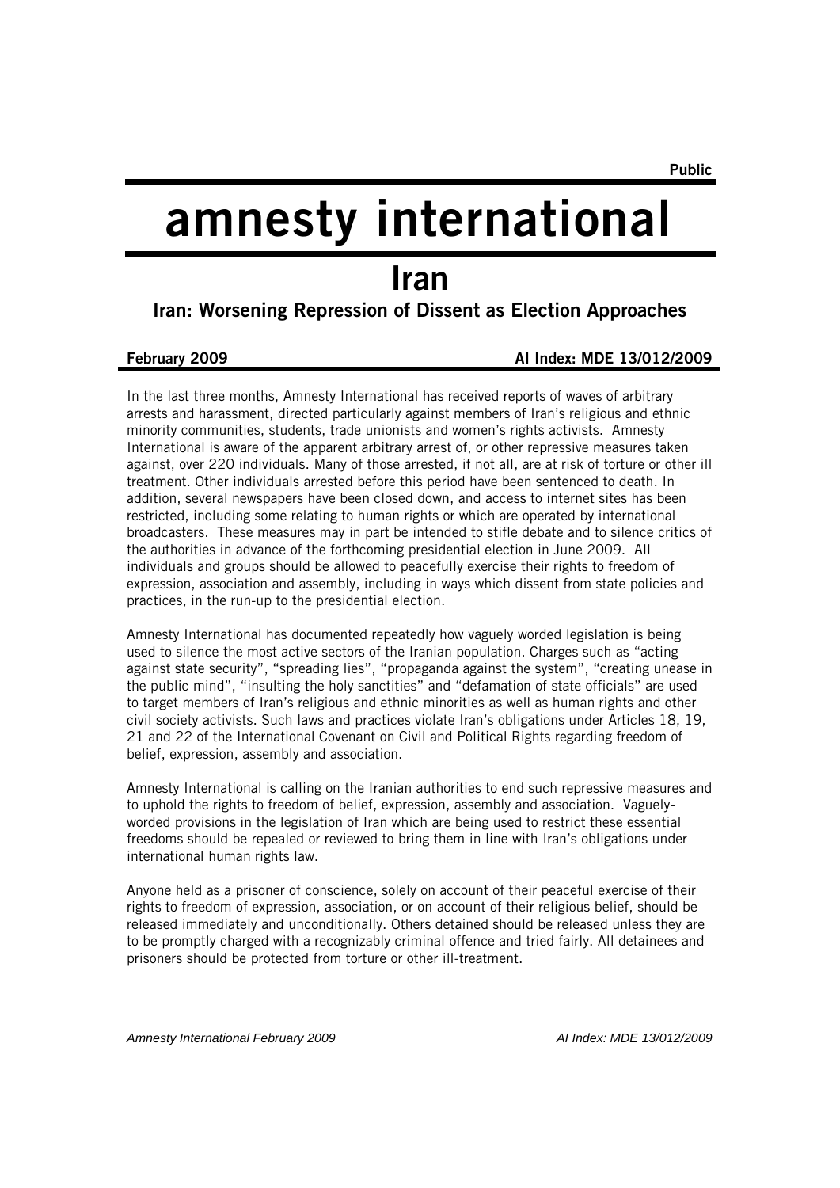**Public**

# amnesty international

## Iran

### Iran: Worsening Repression of Dissent as Election Approaches

**February 2009** **AI Index: MDE 13/012/2009**

In the last three months, Amnesty International has received reports of waves of arbitrary arrests and harassment, directed particularly against members of Iran's religious and ethnic minority communities, students, trade unionists and women's rights activists. Amnesty International is aware of the apparent arbitrary arrest of, or other repressive measures taken against, over 220 individuals. Many of those arrested, if not all, are at risk of torture or other ill treatment. Other individuals arrested before this period have been sentenced to death. In addition, several newspapers have been closed down, and access to internet sites has been restricted, including some relating to human rights or which are operated by international broadcasters. These measures may in part be intended to stifle debate and to silence critics of the authorities in advance of the forthcoming presidential election in June 2009. All individuals and groups should be allowed to peacefully exercise their rights to freedom of expression, association and assembly, including in ways which dissent from state policies and practices, in the run-up to the presidential election.

Amnesty International has documented repeatedly how vaguely worded legislation is being used to silence the most active sectors of the Iranian population. Charges such as "acting against state security", "spreading lies", "propaganda against the system", "creating unease in the public mind", "insulting the holy sanctities" and "defamation of state officials" are used to target members of Iran's religious and ethnic minorities as well as human rights and other civil society activists. Such laws and practices violate Iran's obligations under Articles 18, 19, 21 and 22 of the International Covenant on Civil and Political Rights regarding freedom of belief, expression, assembly and association.

Amnesty International is calling on the Iranian authorities to end such repressive measures and to uphold the rights to freedom of belief, expression, assembly and association. Vaguely-worded provisions in the legislation of Iran which are being used to restrict these essential freedoms should be repealed or reviewed to bring them in line with Iran's obligations under international human rights law.

Anyone held as a prisoner of conscience, solely on account of their peaceful exercise of their rights to freedom of expression, association, or on account of their religious belief, should be released immediately and unconditionally. Others detained should be released unless they are to be promptly charged with a recognizably criminal offence and tried fairly. All detainees and prisoners should be protected from torture or other ill-treatment.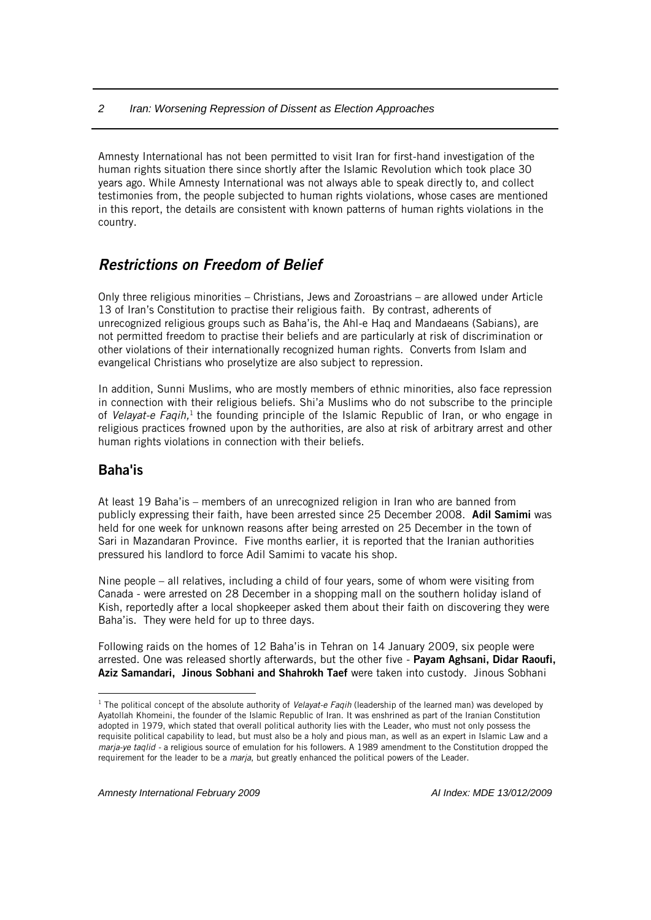Amnesty International has not been permitted to visit Iran for first-hand investigation of the human rights situation there since shortly after the Islamic Revolution which took place 30 years ago. While Amnesty International was not always able to speak directly to, and collect testimonies from, the people subjected to human rights violations, whose cases are mentioned in this report, the details are consistent with known patterns of human rights violations in the country.

## *Restrictions on Freedom of Belief*

Only three religious minorities – Christians, Jews and Zoroastrians – are allowed under Article 13 of Iran's Constitution to practise their religious faith. By contrast, adherents of unrecognized religious groups such as Baha'is, the Ahl-e Haq and Mandaeans (Sabians), are not permitted freedom to practise their beliefs and are particularly at risk of discrimination or other violations of their internationally recognized human rights. Converts from Islam and evangelical Christians who proselytize are also subject to repression.

In addition, Sunni Muslims, who are mostly members of ethnic minorities, also face repression in connection with their religious beliefs. Shi'a Muslims who do not subscribe to the principle of *Velayat-e Faqih,*[1] the founding principle of the Islamic Republic of Iran, or who engage in religious practices frowned upon by the authorities, are also at risk of arbitrary arrest and other human rights violations in connection with their beliefs.

### Baha'is

At least 19 Baha'is – members of an unrecognized religion in Iran who are banned from publicly expressing their faith, have been arrested since 25 December 2008. **Adil Samimi** was held for one week for unknown reasons after being arrested on 25 December in the town of Sari in Mazandaran Province. Five months earlier, it is reported that the Iranian authorities pressured his landlord to force Adil Samimi to vacate his shop.

Nine people – all relatives, including a child of four years, some of whom were visiting from Canada - were arrested on 28 December in a shopping mall on the southern holiday island of Kish, reportedly after a local shopkeeper asked them about their faith on discovering they were Baha'is. They were held for up to three days.

Following raids on the homes of 12 Baha'is in Tehran on 14 January 2009, six people were arrested. One was released shortly afterwards, but the other five - **Payam Aghsani, Didar Raoufi, Aziz Samandari, Jinous Sobhani and Shahrokh Taef** were taken into custody. Jinous Sobhani

---

[1] The political concept of the absolute authority of *Velayat-e Faqih* (leadership of the learned man) was developed by Ayatollah Khomeini, the founder of the Islamic Republic of Iran. It was enshrined as part of the Iranian Constitution adopted in 1979, which stated that overall political authority lies with the Leader, who must not only possess the requisite political capability to lead, but must also be a holy and pious man, as well as an expert in Islamic Law and a *marja-ye taqlid* - a religious source of emulation for his followers. A 1989 amendment to the Constitution dropped the requirement for the leader to be a *marja*, but greatly enhanced the political powers of the Leader.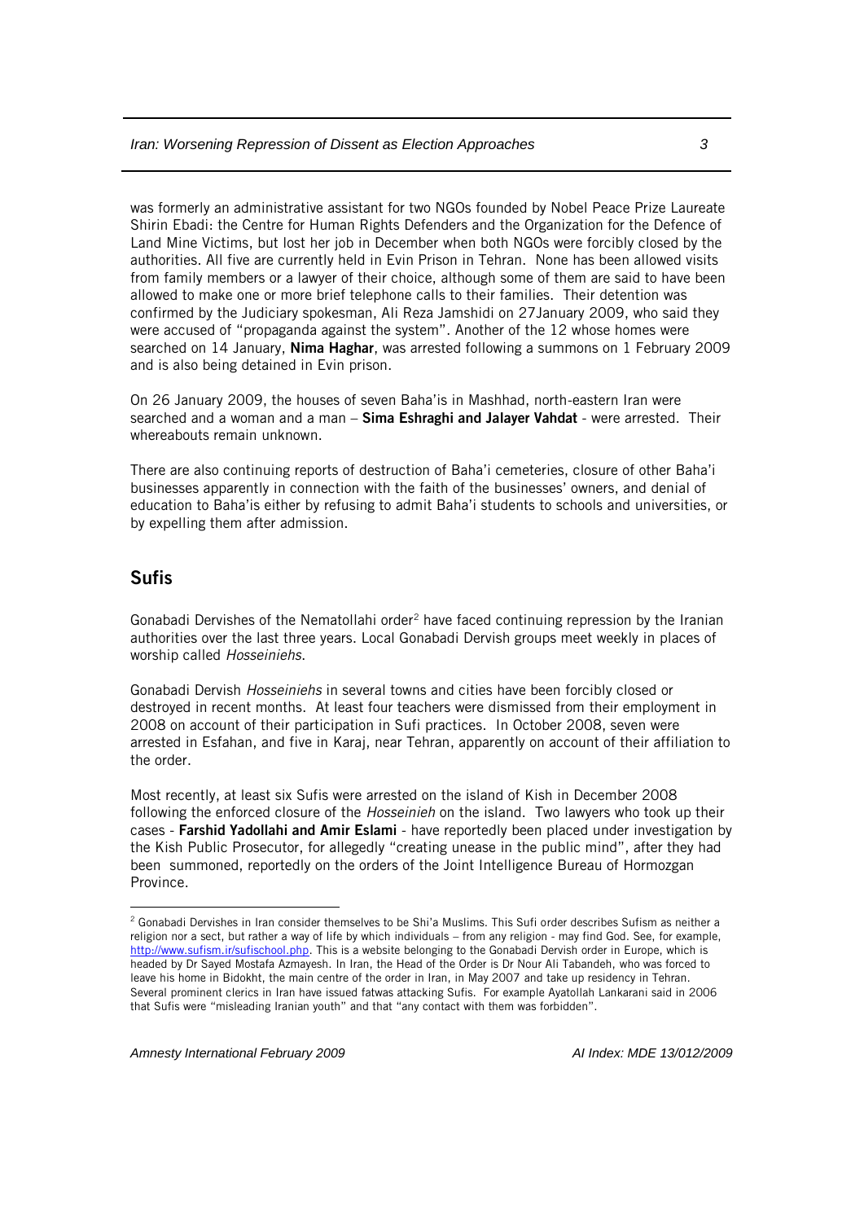was formerly an administrative assistant for two NGOs founded by Nobel Peace Prize Laureate Shirin Ebadi: the Centre for Human Rights Defenders and the Organization for the Defence of Land Mine Victims, but lost her job in December when both NGOs were forcibly closed by the authorities. All five are currently held in Evin Prison in Tehran. None has been allowed visits from family members or a lawyer of their choice, although some of them are said to have been allowed to make one or more brief telephone calls to their families. Their detention was confirmed by the Judiciary spokesman, Ali Reza Jamshidi on 27January 2009, who said they were accused of "propaganda against the system". Another of the 12 whose homes were searched on 14 January, **Nima Haghar**, was arrested following a summons on 1 February 2009 and is also being detained in Evin prison.

On 26 January 2009, the houses of seven Baha'is in Mashhad, north-eastern Iran were searched and a woman and a man – **Sima Eshraghi and Jalayer Vahdat** - were arrested. Their whereabouts remain unknown.

There are also continuing reports of destruction of Baha'i cemeteries, closure of other Baha'i businesses apparently in connection with the faith of the businesses' owners, and denial of education to Baha'is either by refusing to admit Baha'i students to schools and universities, or by expelling them after admission.

## Sufis

Gonabadi Dervishes of the Nematollahi order[2] have faced continuing repression by the Iranian authorities over the last three years. Local Gonabadi Dervish groups meet weekly in places of worship called *Hosseiniehs*.

Gonabadi Dervish *Hosseiniehs* in several towns and cities have been forcibly closed or destroyed in recent months. At least four teachers were dismissed from their employment in 2008 on account of their participation in Sufi practices. In October 2008, seven were arrested in Esfahan, and five in Karaj, near Tehran, apparently on account of their affiliation to the order.

Most recently, at least six Sufis were arrested on the island of Kish in December 2008 following the enforced closure of the *Hosseinieh* on the island. Two lawyers who took up their cases - **Farshid Yadollahi and Amir Eslami** - have reportedly been placed under investigation by the Kish Public Prosecutor, for allegedly "creating unease in the public mind", after they had been summoned, reportedly on the orders of the Joint Intelligence Bureau of Hormozgan Province.

[2] Gonabadi Dervishes in Iran consider themselves to be Shi'a Muslims. This Sufi order describes Sufism as neither a religion nor a sect, but rather a way of life by which individuals – from any religion - may find God. See, for example, http://www.sufism.ir/sufischool.php. This is a website belonging to the Gonabadi Dervish order in Europe, which is headed by Dr Sayed Mostafa Azmayesh. In Iran, the Head of the Order is Dr Nour Ali Tabandeh, who was forced to leave his home in Bidokht, the main centre of the order in Iran, in May 2007 and take up residency in Tehran. Several prominent clerics in Iran have issued fatwas attacking Sufis. For example Ayatollah Lankarani said in 2006 that Sufis were "misleading Iranian youth" and that "any contact with them was forbidden".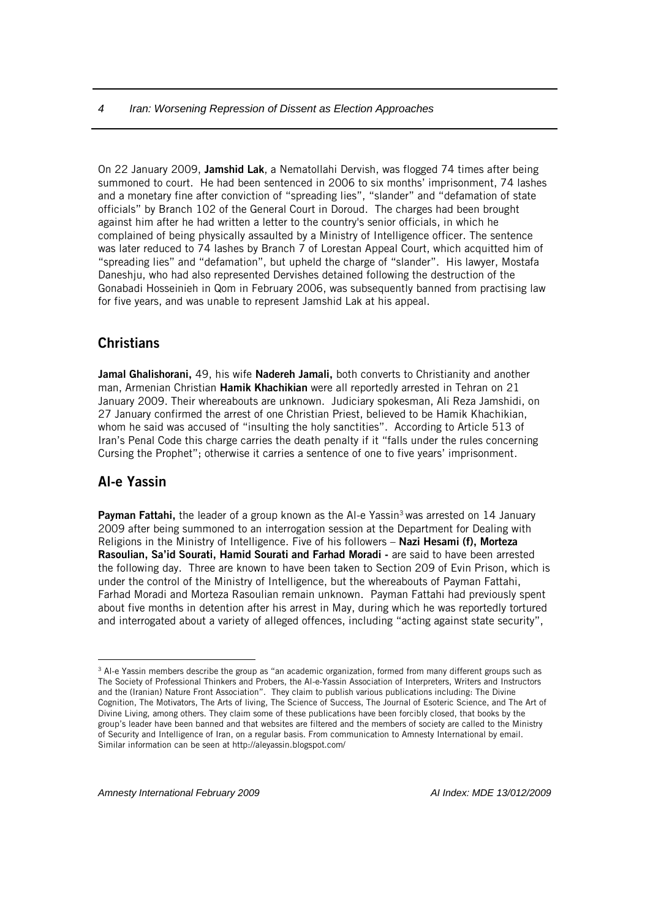On 22 January 2009, **Jamshid Lak**, a Nematollahi Dervish, was flogged 74 times after being summoned to court. He had been sentenced in 2006 to six months' imprisonment, 74 lashes and a monetary fine after conviction of "spreading lies", "slander" and "defamation of state officials" by Branch 102 of the General Court in Doroud. The charges had been brought against him after he had written a letter to the country's senior officials, in which he complained of being physically assaulted by a Ministry of Intelligence officer. The sentence was later reduced to 74 lashes by Branch 7 of Lorestan Appeal Court, which acquitted him of "spreading lies" and "defamation", but upheld the charge of "slander". His lawyer, Mostafa Daneshju, who had also represented Dervishes detained following the destruction of the Gonabadi Hosseinieh in Qom in February 2006, was subsequently banned from practising law for five years, and was unable to represent Jamshid Lak at his appeal.

## Christians

**Jamal Ghalishorani,** 49, his wife **Nadereh Jamali,** both converts to Christianity and another man, Armenian Christian **Hamik Khachikian** were all reportedly arrested in Tehran on 21 January 2009. Their whereabouts are unknown. Judiciary spokesman, Ali Reza Jamshidi, on 27 January confirmed the arrest of one Christian Priest, believed to be Hamik Khachikian, whom he said was accused of "insulting the holy sanctities". According to Article 513 of Iran's Penal Code this charge carries the death penalty if it "falls under the rules concerning Cursing the Prophet"; otherwise it carries a sentence of one to five years' imprisonment.

## Al-e Yassin

**Payman Fattahi,** the leader of a group known as the Al-e Yassin[3] was arrested on 14 January 2009 after being summoned to an interrogation session at the Department for Dealing with Religions in the Ministry of Intelligence. Five of his followers – **Nazi Hesami (f), Morteza Rasoulian, Sa'id Sourati, Hamid Sourati and Farhad Moradi -** are said to have been arrested the following day. Three are known to have been taken to Section 209 of Evin Prison, which is under the control of the Ministry of Intelligence, but the whereabouts of Payman Fattahi, Farhad Moradi and Morteza Rasoulian remain unknown. Payman Fattahi had previously spent about five months in detention after his arrest in May, during which he was reportedly tortured and interrogated about a variety of alleged offences, including "acting against state security",

---

[3] Al-e Yassin members describe the group as "an academic organization, formed from many different groups such as The Society of Professional Thinkers and Probers, the Al-e-Yassin Association of Interpreters, Writers and Instructors and the (Iranian) Nature Front Association". They claim to publish various publications including: The Divine Cognition, The Motivators, The Arts of living, The Science of Success, The Journal of Esoteric Science, and The Art of Divine Living, among others. They claim some of these publications have been forcibly closed, that books by the group's leader have been banned and that websites are filtered and the members of society are called to the Ministry of Security and Intelligence of Iran, on a regular basis. From communication to Amnesty International by email. Similar information can be seen at http://aleyassin.blogspot.com/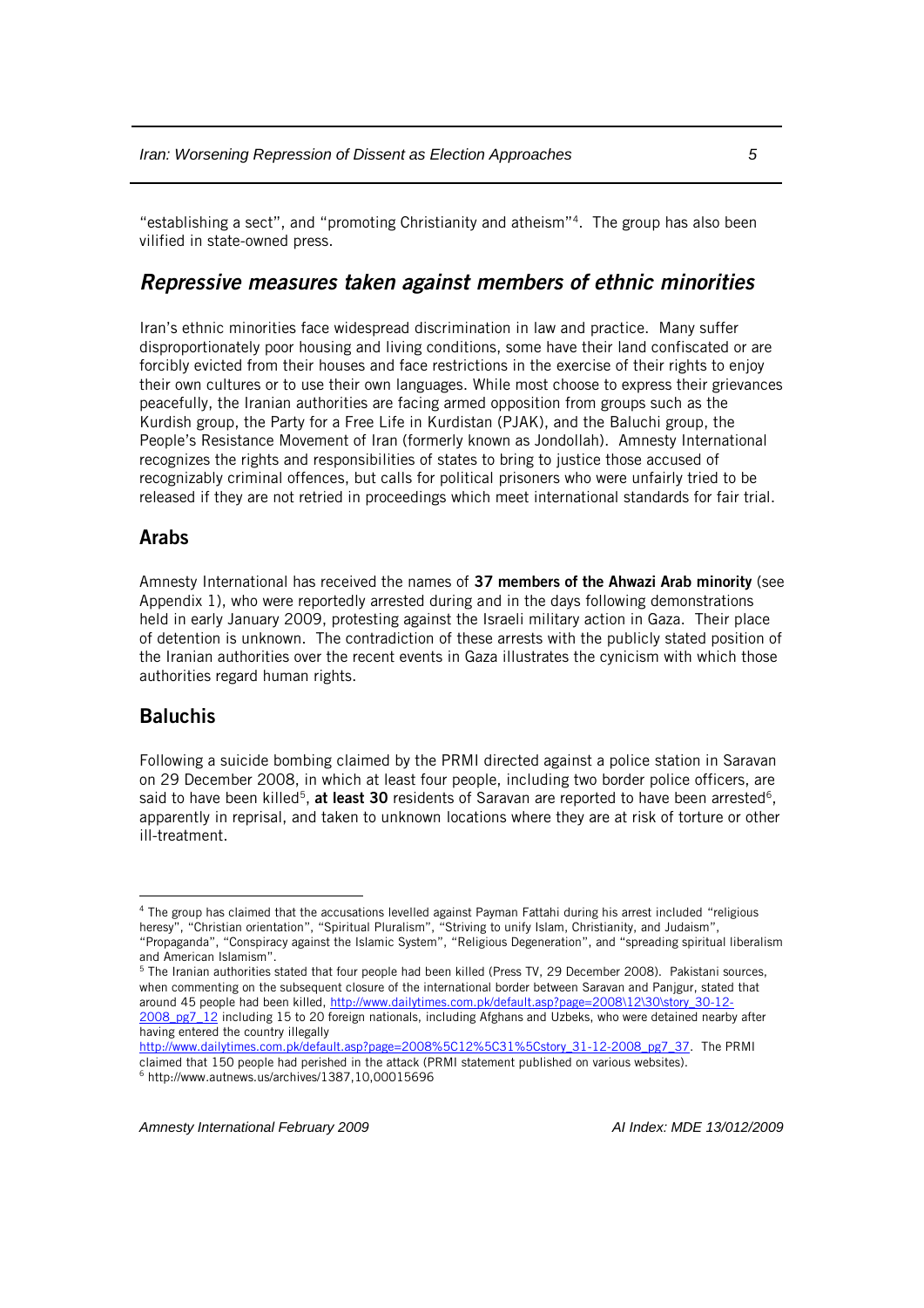"establishing a sect", and "promoting Christianity and atheism"[4]. The group has also been vilified in state-owned press.

## *Repressive measures taken against members of ethnic minorities*

Iran's ethnic minorities face widespread discrimination in law and practice. Many suffer disproportionately poor housing and living conditions, some have their land confiscated or are forcibly evicted from their houses and face restrictions in the exercise of their rights to enjoy their own cultures or to use their own languages. While most choose to express their grievances peacefully, the Iranian authorities are facing armed opposition from groups such as the Kurdish group, the Party for a Free Life in Kurdistan (PJAK), and the Baluchi group, the People's Resistance Movement of Iran (formerly known as Jondollah). Amnesty International recognizes the rights and responsibilities of states to bring to justice those accused of recognizably criminal offences, but calls for political prisoners who were unfairly tried to be released if they are not retried in proceedings which meet international standards for fair trial.

### Arabs

Amnesty International has received the names of **37 members of the Ahwazi Arab minority** (see Appendix 1), who were reportedly arrested during and in the days following demonstrations held in early January 2009, protesting against the Israeli military action in Gaza. Their place of detention is unknown. The contradiction of these arrests with the publicly stated position of the Iranian authorities over the recent events in Gaza illustrates the cynicism with which those authorities regard human rights.

### Baluchis

Following a suicide bombing claimed by the PRMI directed against a police station in Saravan on 29 December 2008, in which at least four people, including two border police officers, are said to have been killed[5], **at least 30** residents of Saravan are reported to have been arrested[6], apparently in reprisal, and taken to unknown locations where they are at risk of torture or other ill-treatment.

---

[4] The group has claimed that the accusations levelled against Payman Fattahi during his arrest included "religious heresy", "Christian orientation", "Spiritual Pluralism", "Striving to unify Islam, Christianity, and Judaism", "Propaganda", "Conspiracy against the Islamic System", "Religious Degeneration", and "spreading spiritual liberalism and American Islamism".

[5] The Iranian authorities stated that four people had been killed (Press TV, 29 December 2008). Pakistani sources, when commenting on the subsequent closure of the international border between Saravan and Panjgur, stated that around 45 people had been killed, http://www.dailytimes.com.pk/default.asp?page=2008\12\30\story_30-12-2008_pg7_12 including 15 to 20 foreign nationals, including Afghans and Uzbeks, who were detained nearby after having entered the country illegally http://www.dailytimes.com.pk/default.asp?page=2008%5C12%5C31%5Cstory_31-12-2008_pg7_37. The PRMI claimed that 150 people had perished in the attack (PRMI statement published on various websites).

[6] http://www.autnews.us/archives/1387,10,00015696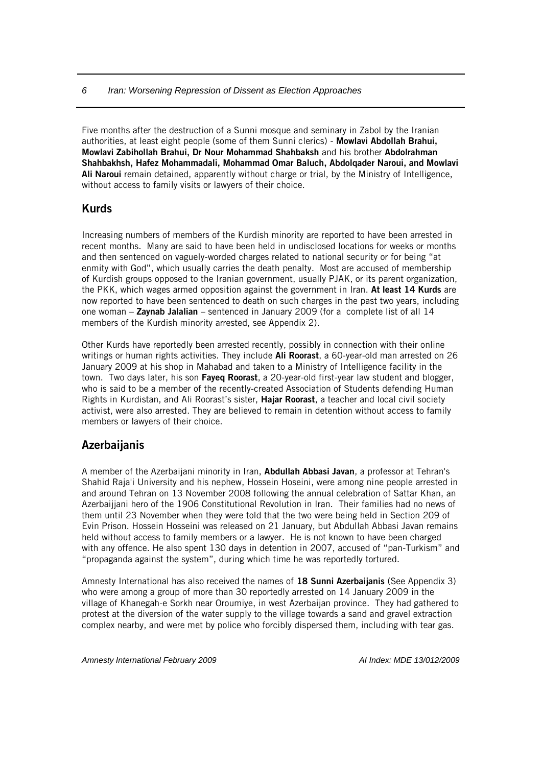Five months after the destruction of a Sunni mosque and seminary in Zabol by the Iranian authorities, at least eight people (some of them Sunni clerics) - **Mowlavi Abdollah Brahui, Mowlavi Zabihollah Brahui, Dr Nour Mohammad Shahbaksh** and his brother **Abdolrahman Shahbakhsh, Hafez Mohammadali, Mohammad Omar Baluch, Abdolqader Naroui, and Mowlavi Ali Naroui** remain detained, apparently without charge or trial, by the Ministry of Intelligence, without access to family visits or lawyers of their choice.

## Kurds

Increasing numbers of members of the Kurdish minority are reported to have been arrested in recent months. Many are said to have been held in undisclosed locations for weeks or months and then sentenced on vaguely-worded charges related to national security or for being "at enmity with God", which usually carries the death penalty. Most are accused of membership of Kurdish groups opposed to the Iranian government, usually PJAK, or its parent organization, the PKK, which wages armed opposition against the government in Iran. **At least 14 Kurds** are now reported to have been sentenced to death on such charges in the past two years, including one woman – **Zaynab Jalalian** – sentenced in January 2009 (for a complete list of all 14 members of the Kurdish minority arrested, see Appendix 2).

Other Kurds have reportedly been arrested recently, possibly in connection with their online writings or human rights activities. They include **Ali Roorast**, a 60-year-old man arrested on 26 January 2009 at his shop in Mahabad and taken to a Ministry of Intelligence facility in the town. Two days later, his son **Fayeq Roorast**, a 20-year-old first-year law student and blogger, who is said to be a member of the recently-created Association of Students defending Human Rights in Kurdistan, and Ali Roorast's sister, **Hajar Roorast**, a teacher and local civil society activist, were also arrested. They are believed to remain in detention without access to family members or lawyers of their choice.

## Azerbaijanis

A member of the Azerbaijani minority in Iran, **Abdullah Abbasi Javan**, a professor at Tehran's Shahid Raja'i University and his nephew, Hossein Hoseini, were among nine people arrested in and around Tehran on 13 November 2008 following the annual celebration of Sattar Khan, an Azerbaijani hero of the 1906 Constitutional Revolution in Iran. Their families had no news of them until 23 November when they were told that the two were being held in Section 209 of Evin Prison. Hossein Hosseini was released on 21 January, but Abdullah Abbasi Javan remains held without access to family members or a lawyer. He is not known to have been charged with any offence. He also spent 130 days in detention in 2007, accused of "pan-Turkism" and "propaganda against the system", during which time he was reportedly tortured.

Amnesty International has also received the names of **18 Sunni Azerbaijanis** (See Appendix 3) who were among a group of more than 30 reportedly arrested on 14 January 2009 in the village of Khanegah-e Sorkh near Oroumiye, in west Azerbaijan province. They had gathered to protest at the diversion of the water supply to the village towards a sand and gravel extraction complex nearby, and were met by police who forcibly dispersed them, including with tear gas.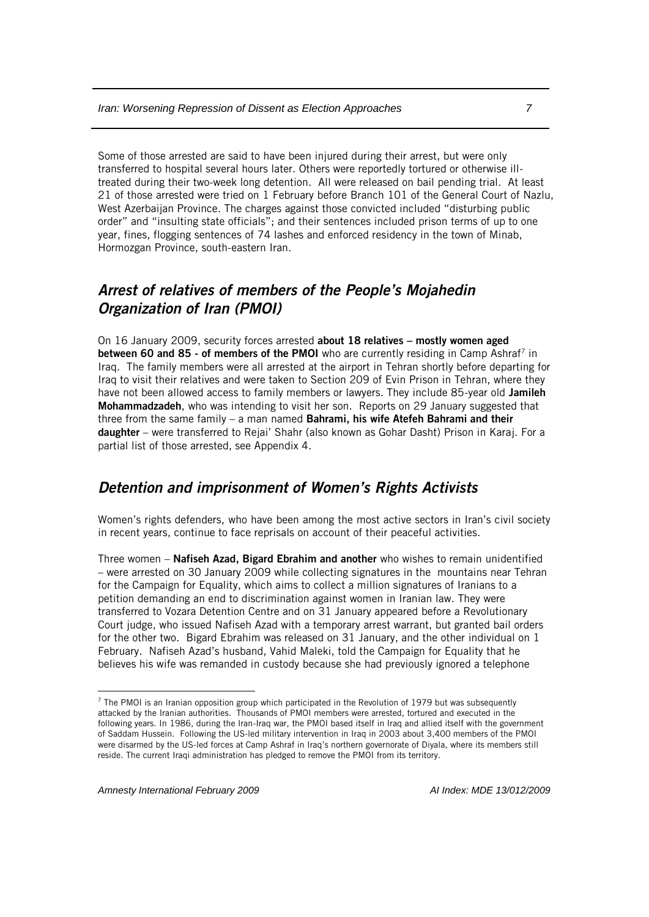Some of those arrested are said to have been injured during their arrest, but were only transferred to hospital several hours later. Others were reportedly tortured or otherwise ill-treated during their two-week long detention. All were released on bail pending trial. At least 21 of those arrested were tried on 1 February before Branch 101 of the General Court of Nazlu, West Azerbaijan Province. The charges against those convicted included "disturbing public order" and "insulting state officials"; and their sentences included prison terms of up to one year, fines, flogging sentences of 74 lashes and enforced residency in the town of Minab, Hormozgan Province, south-eastern Iran.

## *Arrest of relatives of members of the People's Mojahedin Organization of Iran (PMOI)*

On 16 January 2009, security forces arrested **about 18 relatives – mostly women aged between 60 and 85 - of members of the PMOI** who are currently residing in Camp Ashraf[7] in Iraq. The family members were all arrested at the airport in Tehran shortly before departing for Iraq to visit their relatives and were taken to Section 209 of Evin Prison in Tehran, where they have not been allowed access to family members or lawyers. They include 85-year old **Jamileh Mohammadzadeh**, who was intending to visit her son. Reports on 29 January suggested that three from the same family – a man named **Bahrami, his wife Atefeh Bahrami and their daughter** – were transferred to Rejai' Shahr (also known as Gohar Dasht) Prison in Karaj. For a partial list of those arrested, see Appendix 4.

## *Detention and imprisonment of Women's Rights Activists*

Women's rights defenders, who have been among the most active sectors in Iran's civil society in recent years, continue to face reprisals on account of their peaceful activities.

Three women – **Nafiseh Azad, Bigard Ebrahim and another** who wishes to remain unidentified – were arrested on 30 January 2009 while collecting signatures in the mountains near Tehran for the Campaign for Equality, which aims to collect a million signatures of Iranians to a petition demanding an end to discrimination against women in Iranian law. They were transferred to Vozara Detention Centre and on 31 January appeared before a Revolutionary Court judge, who issued Nafiseh Azad with a temporary arrest warrant, but granted bail orders for the other two. Bigard Ebrahim was released on 31 January, and the other individual on 1 February. Nafiseh Azad's husband, Vahid Maleki, told the Campaign for Equality that he believes his wife was remanded in custody because she had previously ignored a telephone

---

[7] The PMOI is an Iranian opposition group which participated in the Revolution of 1979 but was subsequently attacked by the Iranian authorities. Thousands of PMOI members were arrested, tortured and executed in the following years. In 1986, during the Iran-Iraq war, the PMOI based itself in Iraq and allied itself with the government of Saddam Hussein. Following the US-led military intervention in Iraq in 2003 about 3,400 members of the PMOI were disarmed by the US-led forces at Camp Ashraf in Iraq's northern governorate of Diyala, where its members still reside. The current Iraqi administration has pledged to remove the PMOI from its territory.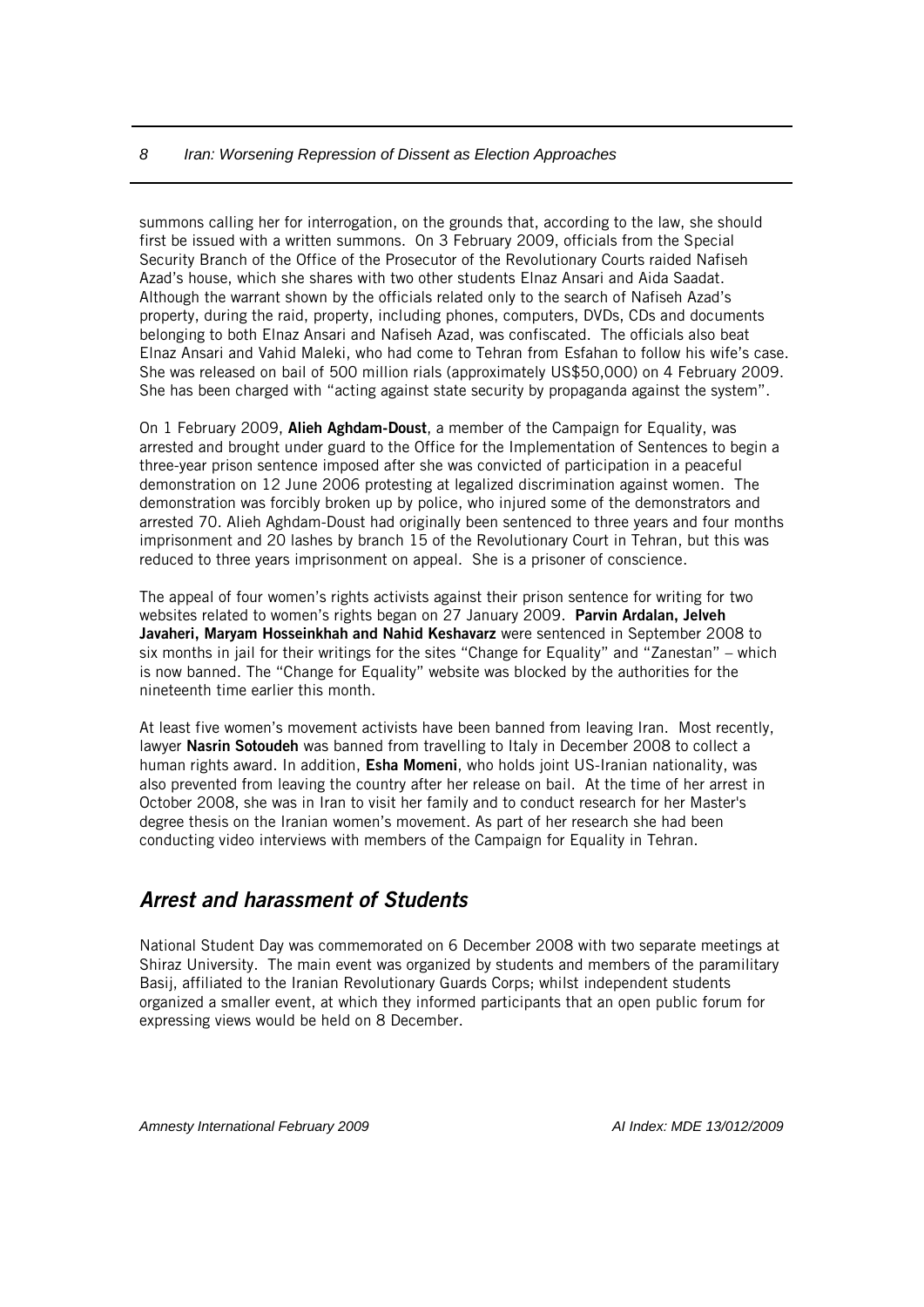summons calling her for interrogation, on the grounds that, according to the law, she should first be issued with a written summons. On 3 February 2009, officials from the Special Security Branch of the Office of the Prosecutor of the Revolutionary Courts raided Nafiseh Azad's house, which she shares with two other students Elnaz Ansari and Aida Saadat. Although the warrant shown by the officials related only to the search of Nafiseh Azad's property, during the raid, property, including phones, computers, DVDs, CDs and documents belonging to both Elnaz Ansari and Nafiseh Azad, was confiscated. The officials also beat Elnaz Ansari and Vahid Maleki, who had come to Tehran from Esfahan to follow his wife's case. She was released on bail of 500 million rials (approximately US$50,000) on 4 February 2009. She has been charged with "acting against state security by propaganda against the system".

On 1 February 2009, **Alieh Aghdam-Doust**, a member of the Campaign for Equality, was arrested and brought under guard to the Office for the Implementation of Sentences to begin a three-year prison sentence imposed after she was convicted of participation in a peaceful demonstration on 12 June 2006 protesting at legalized discrimination against women. The demonstration was forcibly broken up by police, who injured some of the demonstrators and arrested 70. Alieh Aghdam-Doust had originally been sentenced to three years and four months imprisonment and 20 lashes by branch 15 of the Revolutionary Court in Tehran, but this was reduced to three years imprisonment on appeal. She is a prisoner of conscience.

The appeal of four women's rights activists against their prison sentence for writing for two websites related to women's rights began on 27 January 2009. **Parvin Ardalan, Jelveh Javaheri, Maryam Hosseinkhah and Nahid Keshavarz** were sentenced in September 2008 to six months in jail for their writings for the sites "Change for Equality" and "Zanestan" – which is now banned. The "Change for Equality" website was blocked by the authorities for the nineteenth time earlier this month.

At least five women's movement activists have been banned from leaving Iran. Most recently, lawyer **Nasrin Sotoudeh** was banned from travelling to Italy in December 2008 to collect a human rights award. In addition, **Esha Momeni**, who holds joint US-Iranian nationality, was also prevented from leaving the country after her release on bail. At the time of her arrest in October 2008, she was in Iran to visit her family and to conduct research for her Master's degree thesis on the Iranian women's movement. As part of her research she had been conducting video interviews with members of the Campaign for Equality in Tehran.

## *Arrest and harassment of Students*

National Student Day was commemorated on 6 December 2008 with two separate meetings at Shiraz University. The main event was organized by students and members of the paramilitary Basij, affiliated to the Iranian Revolutionary Guards Corps; whilst independent students organized a smaller event, at which they informed participants that an open public forum for expressing views would be held on 8 December.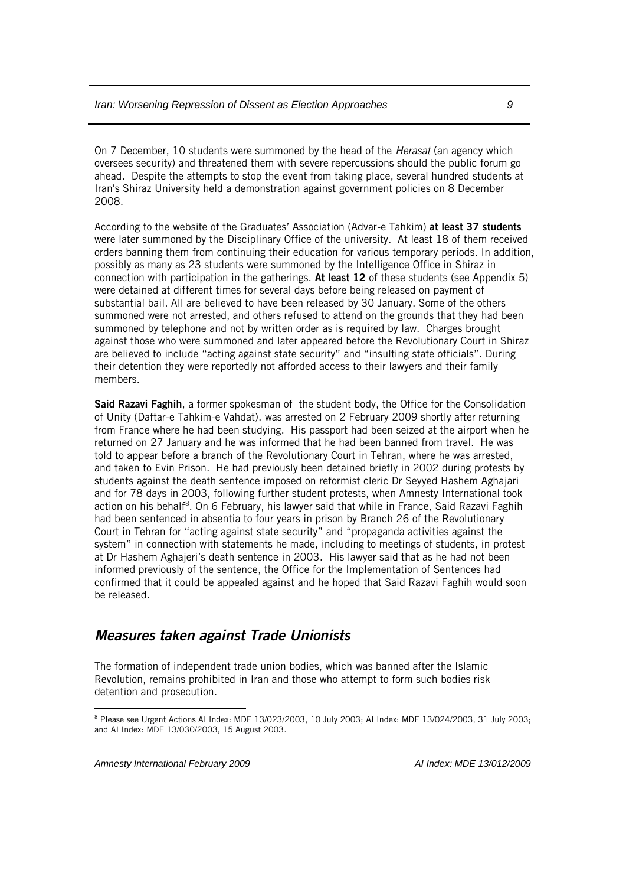On 7 December, 10 students were summoned by the head of the *Herasat* (an agency which oversees security) and threatened them with severe repercussions should the public forum go ahead. Despite the attempts to stop the event from taking place, several hundred students at Iran's Shiraz University held a demonstration against government policies on 8 December 2008.

According to the website of the Graduates' Association (Advar-e Tahkim) **at least 37 students** were later summoned by the Disciplinary Office of the university. At least 18 of them received orders banning them from continuing their education for various temporary periods. In addition, possibly as many as 23 students were summoned by the Intelligence Office in Shiraz in connection with participation in the gatherings. **At least 12** of these students (see Appendix 5) were detained at different times for several days before being released on payment of substantial bail. All are believed to have been released by 30 January. Some of the others summoned were not arrested, and others refused to attend on the grounds that they had been summoned by telephone and not by written order as is required by law. Charges brought against those who were summoned and later appeared before the Revolutionary Court in Shiraz are believed to include "acting against state security" and "insulting state officials". During their detention they were reportedly not afforded access to their lawyers and their family members.

**Said Razavi Faghih**, a former spokesman of the student body, the Office for the Consolidation of Unity (Daftar-e Tahkim-e Vahdat), was arrested on 2 February 2009 shortly after returning from France where he had been studying. His passport had been seized at the airport when he returned on 27 January and he was informed that he had been banned from travel. He was told to appear before a branch of the Revolutionary Court in Tehran, where he was arrested, and taken to Evin Prison. He had previously been detained briefly in 2002 during protests by students against the death sentence imposed on reformist cleric Dr Seyyed Hashem Aghajari and for 78 days in 2003, following further student protests, when Amnesty International took action on his behalf[8]. On 6 February, his lawyer said that while in France, Said Razavi Faghih had been sentenced in absentia to four years in prison by Branch 26 of the Revolutionary Court in Tehran for "acting against state security" and "propaganda activities against the system" in connection with statements he made, including to meetings of students, in protest at Dr Hashem Aghajeri's death sentence in 2003. His lawyer said that as he had not been informed previously of the sentence, the Office for the Implementation of Sentences had confirmed that it could be appealed against and he hoped that Said Razavi Faghih would soon be released.

## *Measures taken against Trade Unionists*

The formation of independent trade union bodies, which was banned after the Islamic Revolution, remains prohibited in Iran and those who attempt to form such bodies risk detention and prosecution.

---

[8] Please see Urgent Actions AI Index: MDE 13/023/2003, 10 July 2003; AI Index: MDE 13/024/2003, 31 July 2003; and AI Index: MDE 13/030/2003, 15 August 2003.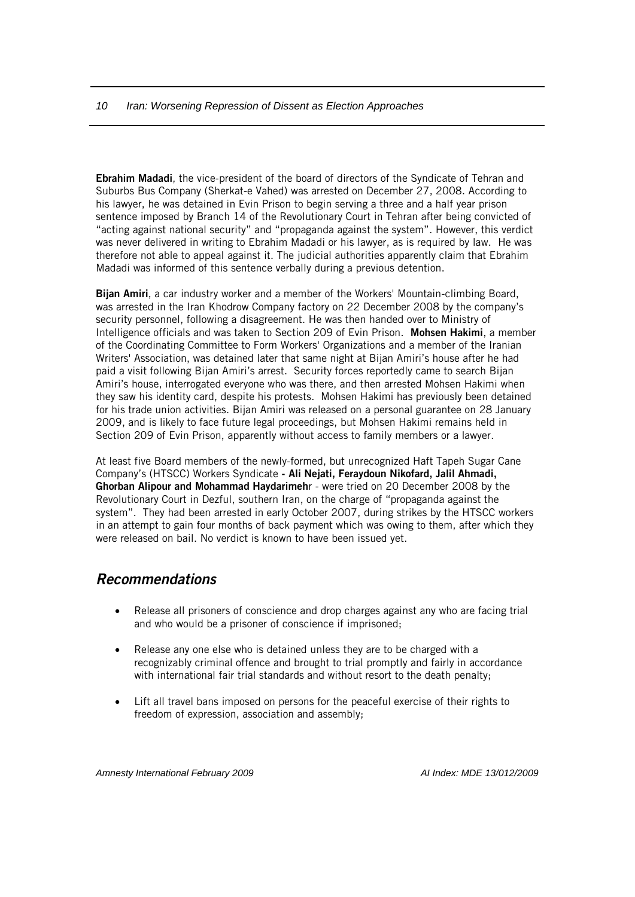**Ebrahim Madadi**, the vice-president of the board of directors of the Syndicate of Tehran and Suburbs Bus Company (Sherkat-e Vahed) was arrested on December 27, 2008. According to his lawyer, he was detained in Evin Prison to begin serving a three and a half year prison sentence imposed by Branch 14 of the Revolutionary Court in Tehran after being convicted of "acting against national security" and "propaganda against the system". However, this verdict was never delivered in writing to Ebrahim Madadi or his lawyer, as is required by law. He was therefore not able to appeal against it. The judicial authorities apparently claim that Ebrahim Madadi was informed of this sentence verbally during a previous detention.

**Bijan Amiri**, a car industry worker and a member of the Workers' Mountain-climbing Board, was arrested in the Iran Khodrow Company factory on 22 December 2008 by the company's security personnel, following a disagreement. He was then handed over to Ministry of Intelligence officials and was taken to Section 209 of Evin Prison. **Mohsen Hakimi**, a member of the Coordinating Committee to Form Workers' Organizations and a member of the Iranian Writers' Association, was detained later that same night at Bijan Amiri's house after he had paid a visit following Bijan Amiri's arrest. Security forces reportedly came to search Bijan Amiri's house, interrogated everyone who was there, and then arrested Mohsen Hakimi when they saw his identity card, despite his protests. Mohsen Hakimi has previously been detained for his trade union activities. Bijan Amiri was released on a personal guarantee on 28 January 2009, and is likely to face future legal proceedings, but Mohsen Hakimi remains held in Section 209 of Evin Prison, apparently without access to family members or a lawyer.

At least five Board members of the newly-formed, but unrecognized Haft Tapeh Sugar Cane Company's (HTSCC) Workers Syndicate **- Ali Nejati, Feraydoun Nikofard, Jalil Ahmadi, Ghorban Alipour and Mohammad Haydarimeh**r - were tried on 20 December 2008 by the Revolutionary Court in Dezful, southern Iran, on the charge of "propaganda against the system". They had been arrested in early October 2007, during strikes by the HTSCC workers in an attempt to gain four months of back payment which was owing to them, after which they were released on bail. No verdict is known to have been issued yet.

## *Recommendations*

- Release all prisoners of conscience and drop charges against any who are facing trial and who would be a prisoner of conscience if imprisoned;
- Release any one else who is detained unless they are to be charged with a recognizably criminal offence and brought to trial promptly and fairly in accordance with international fair trial standards and without resort to the death penalty;
- Lift all travel bans imposed on persons for the peaceful exercise of their rights to freedom of expression, association and assembly;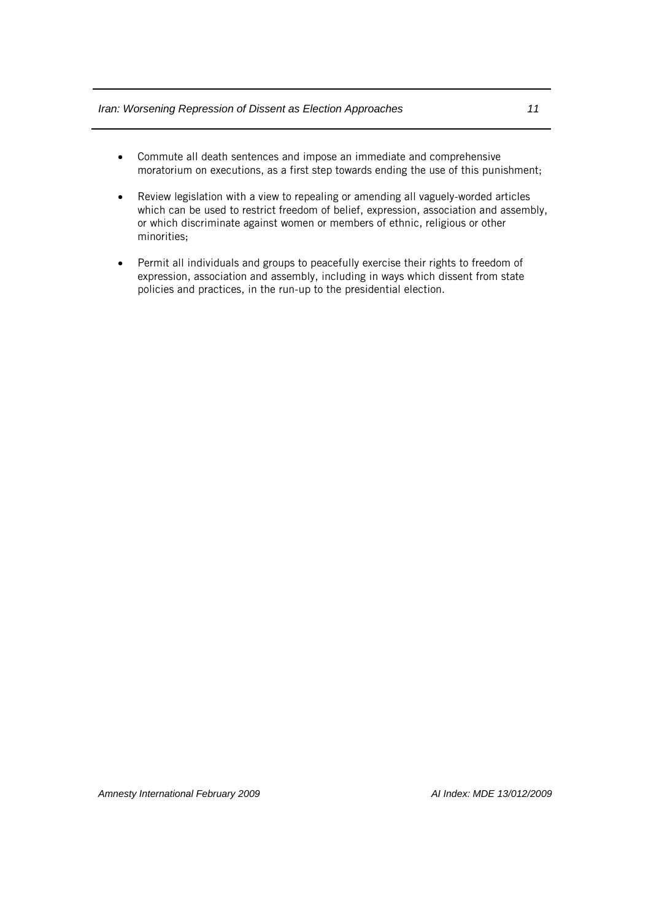- Commute all death sentences and impose an immediate and comprehensive moratorium on executions, as a first step towards ending the use of this punishment;

- Review legislation with a view to repealing or amending all vaguely-worded articles which can be used to restrict freedom of belief, expression, association and assembly, or which discriminate against women or members of ethnic, religious or other minorities;

- Permit all individuals and groups to peacefully exercise their rights to freedom of expression, association and assembly, including in ways which dissent from state policies and practices, in the run-up to the presidential election.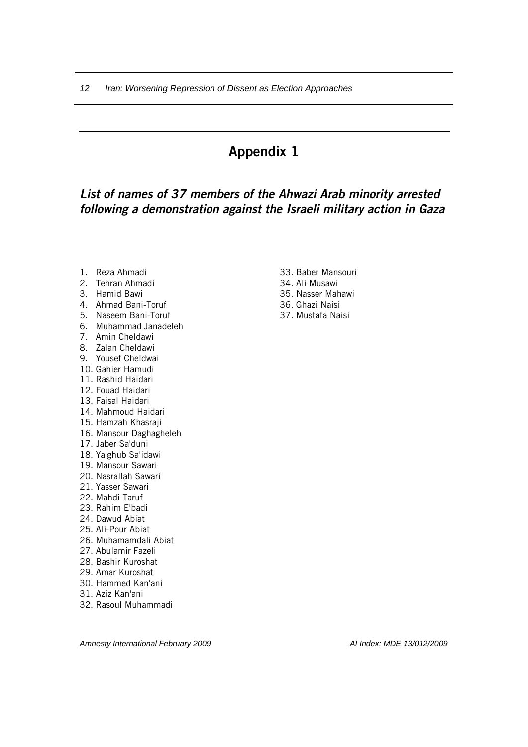# Appendix 1

## *List of names of 37 members of the Ahwazi Arab minority arrested following a demonstration against the Israeli military action in Gaza*

1. Reza Ahmadi
2. Tehran Ahmadi
3. Hamid Bawi
4. Ahmad Bani-Toruf
5. Naseem Bani-Toruf
6. Muhammad Janadeleh
7. Amin Cheldawi
8. Zalan Cheldawi
9. Yousef Cheldwai
10. Gahier Hamudi
11. Rashid Haidari
12. Fouad Haidari
13. Faisal Haidari
14. Mahmoud Haidari
15. Hamzah Khasraji
16. Mansour Daghagheleh
17. Jaber Sa'duni
18. Ya'ghub Sa'idawi
19. Mansour Sawari
20. Nasrallah Sawari
21. Yasser Sawari
22. Mahdi Taruf
23. Rahim E'badi
24. Dawud Abiat
25. Ali-Pour Abiat
26. Muhamamdali Abiat
27. Abulamir Fazeli
28. Bashir Kuroshat
29. Amar Kuroshat
30. Hammed Kan'ani
31. Aziz Kan'ani
32. Rasoul Muhammadi
33. Baber Mansouri
34. Ali Musawi
35. Nasser Mahawi
36. Ghazi Naisi
37. Mustafa Naisi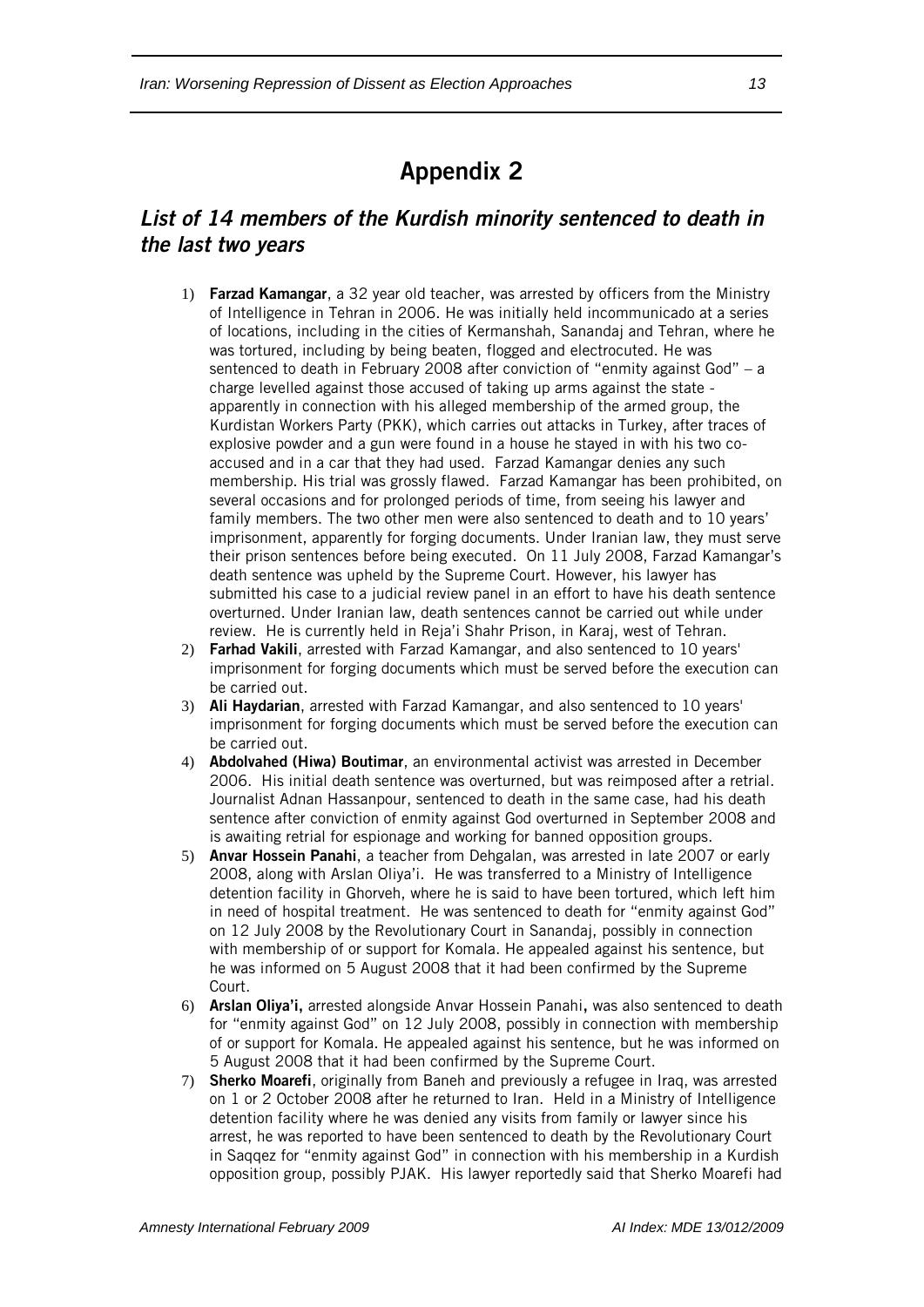# Appendix 2

## *List of 14 members of the Kurdish minority sentenced to death in the last two years*

1) **Farzad Kamangar**, a 32 year old teacher, was arrested by officers from the Ministry of Intelligence in Tehran in 2006. He was initially held incommunicado at a series of locations, including in the cities of Kermanshah, Sanandaj and Tehran, where he was tortured, including by being beaten, flogged and electrocuted. He was sentenced to death in February 2008 after conviction of "enmity against God" – a charge levelled against those accused of taking up arms against the state - apparently in connection with his alleged membership of the armed group, the Kurdistan Workers Party (PKK), which carries out attacks in Turkey, after traces of explosive powder and a gun were found in a house he stayed in with his two co-accused and in a car that they had used. Farzad Kamangar denies any such membership. His trial was grossly flawed. Farzad Kamangar has been prohibited, on several occasions and for prolonged periods of time, from seeing his lawyer and family members. The two other men were also sentenced to death and to 10 years' imprisonment, apparently for forging documents. Under Iranian law, they must serve their prison sentences before being executed. On 11 July 2008, Farzad Kamangar's death sentence was upheld by the Supreme Court. However, his lawyer has submitted his case to a judicial review panel in an effort to have his death sentence overturned. Under Iranian law, death sentences cannot be carried out while under review. He is currently held in Reja'i Shahr Prison, in Karaj, west of Tehran.
2) **Farhad Vakili**, arrested with Farzad Kamangar, and also sentenced to 10 years' imprisonment for forging documents which must be served before the execution can be carried out.
3) **Ali Haydarian**, arrested with Farzad Kamangar, and also sentenced to 10 years' imprisonment for forging documents which must be served before the execution can be carried out.
4) **Abdolvahed (Hiwa) Boutimar**, an environmental activist was arrested in December 2006. His initial death sentence was overturned, but was reimposed after a retrial. Journalist Adnan Hassanpour, sentenced to death in the same case, had his death sentence after conviction of enmity against God overturned in September 2008 and is awaiting retrial for espionage and working for banned opposition groups.
5) **Anvar Hossein Panahi**, a teacher from Dehgalan, was arrested in late 2007 or early 2008, along with Arslan Oliya'i. He was transferred to a Ministry of Intelligence detention facility in Ghorveh, where he is said to have been tortured, which left him in need of hospital treatment. He was sentenced to death for "enmity against God" on 12 July 2008 by the Revolutionary Court in Sanandaj, possibly in connection with membership of or support for Komala. He appealed against his sentence, but he was informed on 5 August 2008 that it had been confirmed by the Supreme Court.
6) **Arslan Oliya'i,** arrested alongside Anvar Hossein Panahi**,** was also sentenced to death for "enmity against God" on 12 July 2008, possibly in connection with membership of or support for Komala. He appealed against his sentence, but he was informed on 5 August 2008 that it had been confirmed by the Supreme Court.
7) **Sherko Moarefi**, originally from Baneh and previously a refugee in Iraq, was arrested on 1 or 2 October 2008 after he returned to Iran. Held in a Ministry of Intelligence detention facility where he was denied any visits from family or lawyer since his arrest, he was reported to have been sentenced to death by the Revolutionary Court in Saqqez for "enmity against God" in connection with his membership in a Kurdish opposition group, possibly PJAK. His lawyer reportedly said that Sherko Moarefi had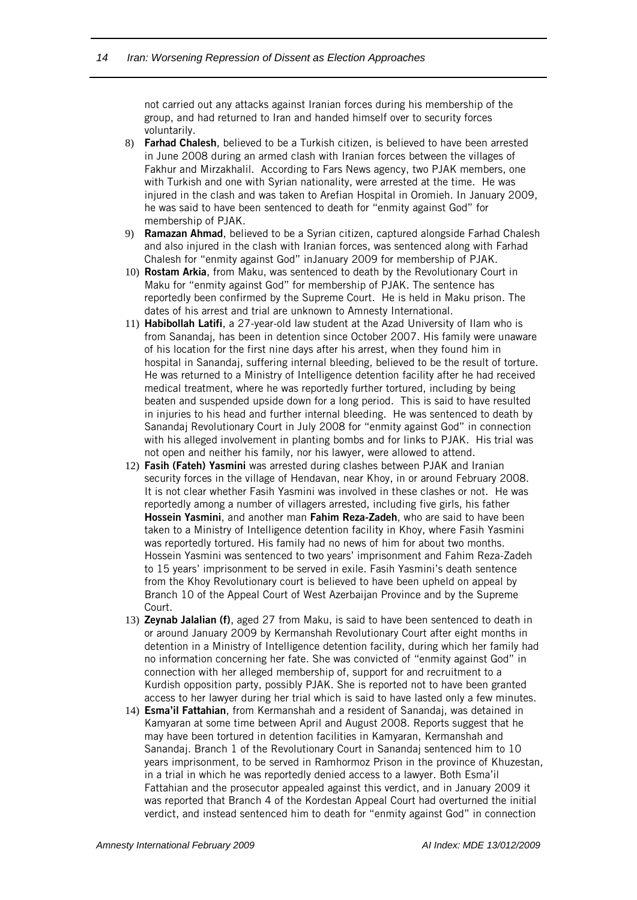not carried out any attacks against Iranian forces during his membership of the group, and had returned to Iran and handed himself over to security forces voluntarily.

8) **Farhad Chalesh**, believed to be a Turkish citizen, is believed to have been arrested in June 2008 during an armed clash with Iranian forces between the villages of Fakhur and Mirzakhalil. According to Fars News agency, two PJAK members, one with Turkish and one with Syrian nationality, were arrested at the time. He was injured in the clash and was taken to Arefian Hospital in Oromieh. In January 2009, he was said to have been sentenced to death for "enmity against God" for membership of PJAK.

9) **Ramazan Ahmad**, believed to be a Syrian citizen, captured alongside Farhad Chalesh and also injured in the clash with Iranian forces, was sentenced along with Farhad Chalesh for "enmity against God" inJanuary 2009 for membership of PJAK.

10) **Rostam Arkia**, from Maku, was sentenced to death by the Revolutionary Court in Maku for "enmity against God" for membership of PJAK. The sentence has reportedly been confirmed by the Supreme Court. He is held in Maku prison. The dates of his arrest and trial are unknown to Amnesty International.

11) **Habibollah Latifi**, a 27-year-old law student at the Azad University of Ilam who is from Sanandaj, has been in detention since October 2007. His family were unaware of his location for the first nine days after his arrest, when they found him in hospital in Sanandaj, suffering internal bleeding, believed to be the result of torture. He was returned to a Ministry of Intelligence detention facility after he had received medical treatment, where he was reportedly further tortured, including by being beaten and suspended upside down for a long period. This is said to have resulted in injuries to his head and further internal bleeding. He was sentenced to death by Sanandaj Revolutionary Court in July 2008 for "enmity against God" in connection with his alleged involvement in planting bombs and for links to PJAK. His trial was not open and neither his family, nor his lawyer, were allowed to attend.

12) **Fasih (Fateh) Yasmini** was arrested during clashes between PJAK and Iranian security forces in the village of Hendavan, near Khoy, in or around February 2008. It is not clear whether Fasih Yasmini was involved in these clashes or not. He was reportedly among a number of villagers arrested, including five girls, his father **Hossein Yasmini**, and another man **Fahim Reza-Zadeh**, who are said to have been taken to a Ministry of Intelligence detention facility in Khoy, where Fasih Yasmini was reportedly tortured. His family had no news of him for about two months. Hossein Yasmini was sentenced to two years' imprisonment and Fahim Reza-Zadeh to 15 years' imprisonment to be served in exile. Fasih Yasmini's death sentence from the Khoy Revolutionary court is believed to have been upheld on appeal by Branch 10 of the Appeal Court of West Azerbaijan Province and by the Supreme Court.

13) **Zeynab Jalalian (f)**, aged 27 from Maku, is said to have been sentenced to death in or around January 2009 by Kermanshah Revolutionary Court after eight months in detention in a Ministry of Intelligence detention facility, during which her family had no information concerning her fate. She was convicted of "enmity against God" in connection with her alleged membership of, support for and recruitment to a Kurdish opposition party, possibly PJAK. She is reported not to have been granted access to her lawyer during her trial which is said to have lasted only a few minutes.

14) **Esma'il Fattahian**, from Kermanshah and a resident of Sanandaj, was detained in Kamyaran at some time between April and August 2008. Reports suggest that he may have been tortured in detention facilities in Kamyaran, Kermanshah and Sanandaj. Branch 1 of the Revolutionary Court in Sanandaj sentenced him to 10 years imprisonment, to be served in Ramhormoz Prison in the province of Khuzestan, in a trial in which he was reportedly denied access to a lawyer. Both Esma'il Fattahian and the prosecutor appealed against this verdict, and in January 2009 it was reported that Branch 4 of the Kordestan Appeal Court had overturned the initial verdict, and instead sentenced him to death for "enmity against God" in connection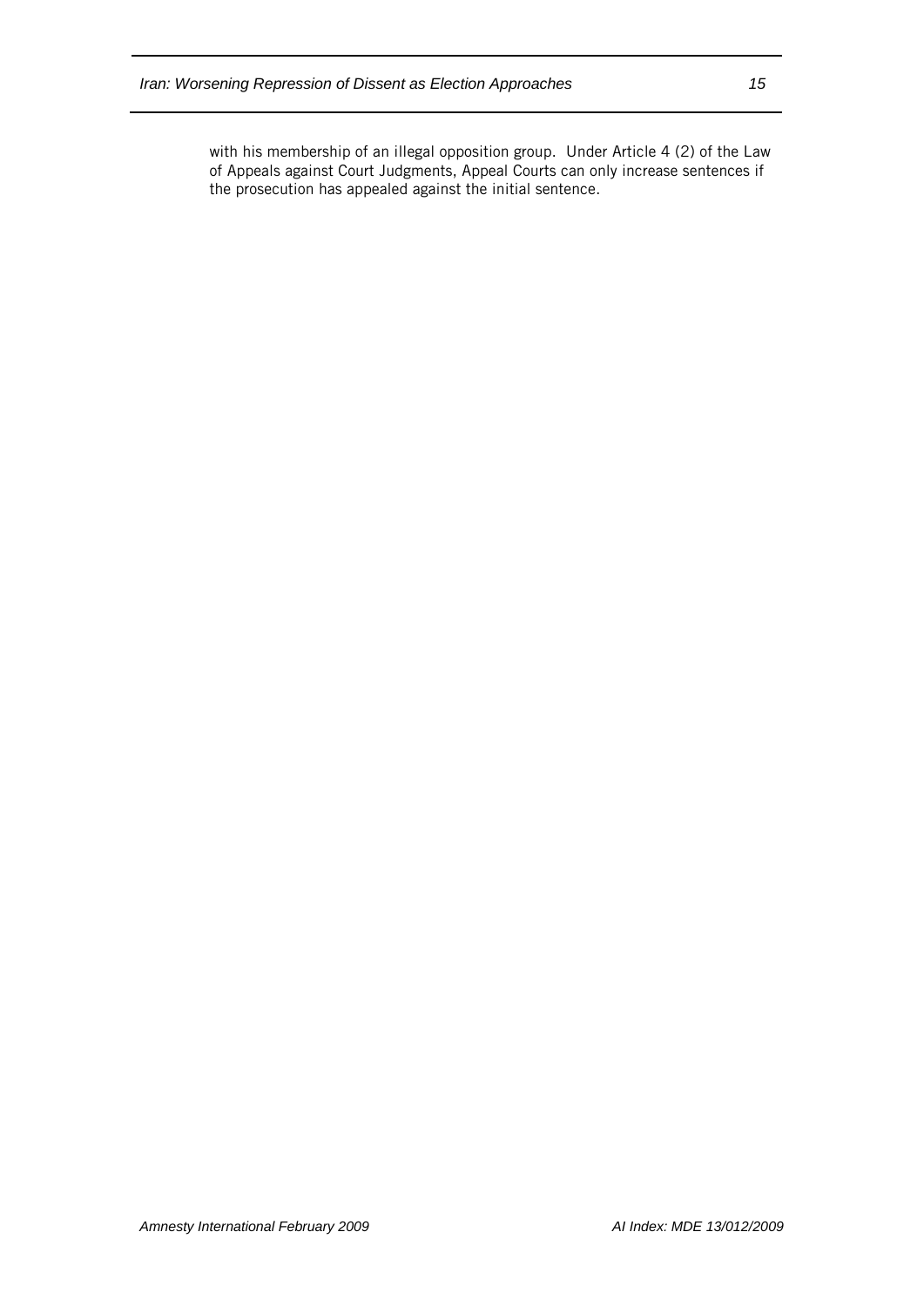with his membership of an illegal opposition group. Under Article 4 (2) of the Law of Appeals against Court Judgments, Appeal Courts can only increase sentences if the prosecution has appealed against the initial sentence.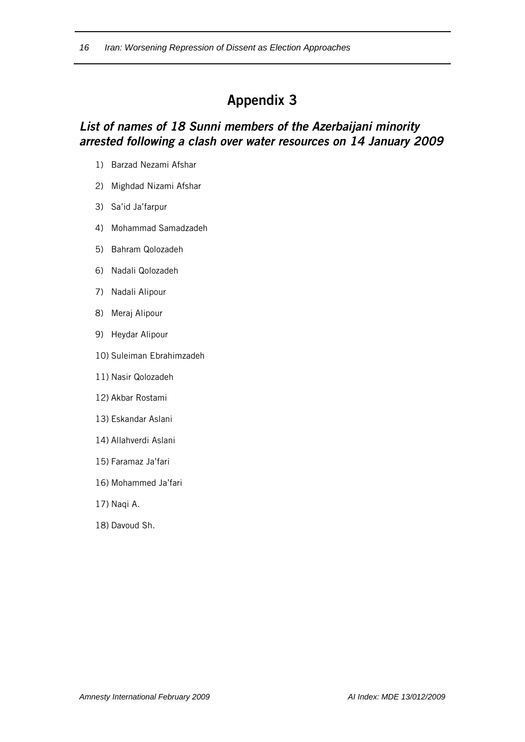# Appendix 3

## *List of names of 18 Sunni members of the Azerbaijani minority arrested following a clash over water resources on 14 January 2009*

1) Barzad Nezami Afshar
2) Mighdad Nizami Afshar
3) Sa'id Ja'farpur
4) Mohammad Samadzadeh
5) Bahram Qolozadeh
6) Nadali Qolozadeh
7) Nadali Alipour
8) Meraj Alipour
9) Heydar Alipour
10) Suleiman Ebrahimzadeh
11) Nasir Qolozadeh
12) Akbar Rostami
13) Eskandar Aslani
14) Allahverdi Aslani
15) Faramaz Ja'fari
16) Mohammed Ja'fari
17) Naqi A.
18) Davoud Sh.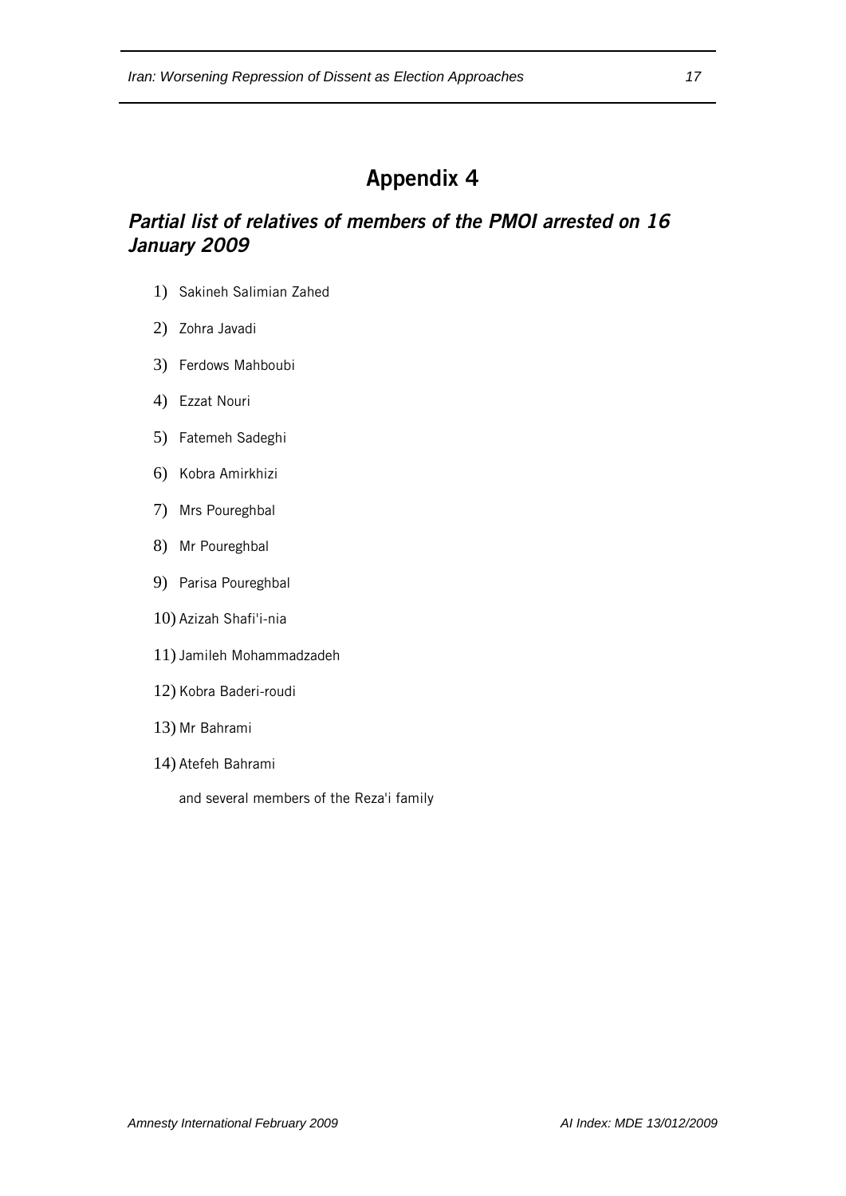# Appendix 4

## *Partial list of relatives of members of the PMOI arrested on 16 January 2009*

1) Sakineh Salimian Zahed
2) Zohra Javadi
3) Ferdows Mahboubi
4) Ezzat Nouri
5) Fatemeh Sadeghi
6) Kobra Amirkhizi
7) Mrs Poureghbal
8) Mr Poureghbal
9) Parisa Poureghbal
10) Azizah Shafi'i-nia
11) Jamileh Mohammadzadeh
12) Kobra Baderi-roudi
13) Mr Bahrami
14) Atefeh Bahrami

and several members of the Reza'i family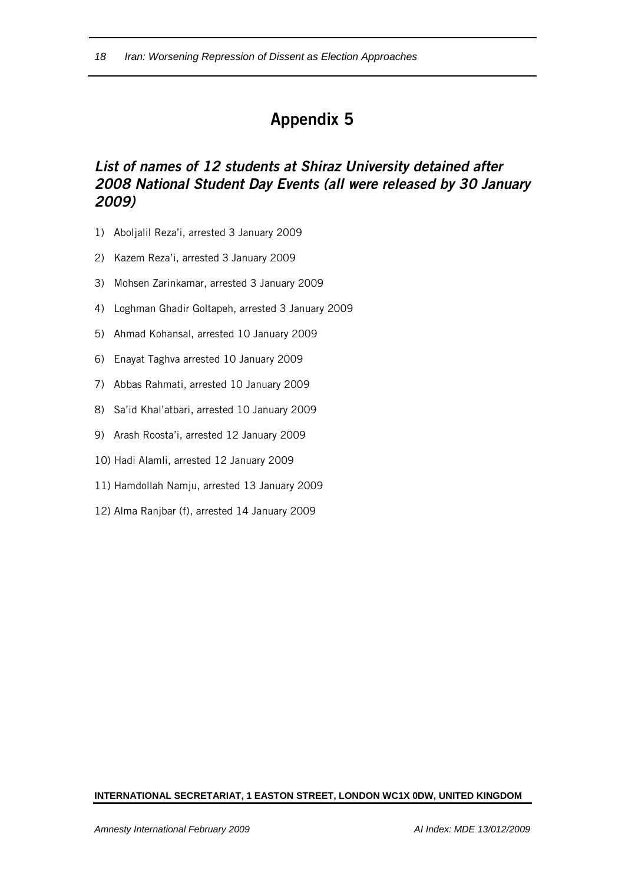# Appendix 5

## *List of names of 12 students at Shiraz University detained after 2008 National Student Day Events (all were released by 30 January 2009)*

1) Aboljalil Reza'i, arrested 3 January 2009
2) Kazem Reza'i, arrested 3 January 2009
3) Mohsen Zarinkamar, arrested 3 January 2009
4) Loghman Ghadir Goltapeh, arrested 3 January 2009
5) Ahmad Kohansal, arrested 10 January 2009
6) Enayat Taghva arrested 10 January 2009
7) Abbas Rahmati, arrested 10 January 2009
8) Sa'id Khal'atbari, arrested 10 January 2009
9) Arash Roosta'i, arrested 12 January 2009
10) Hadi Alamli, arrested 12 January 2009
11) Hamdollah Namju, arrested 13 January 2009
12) Alma Ranjbar (f), arrested 14 January 2009